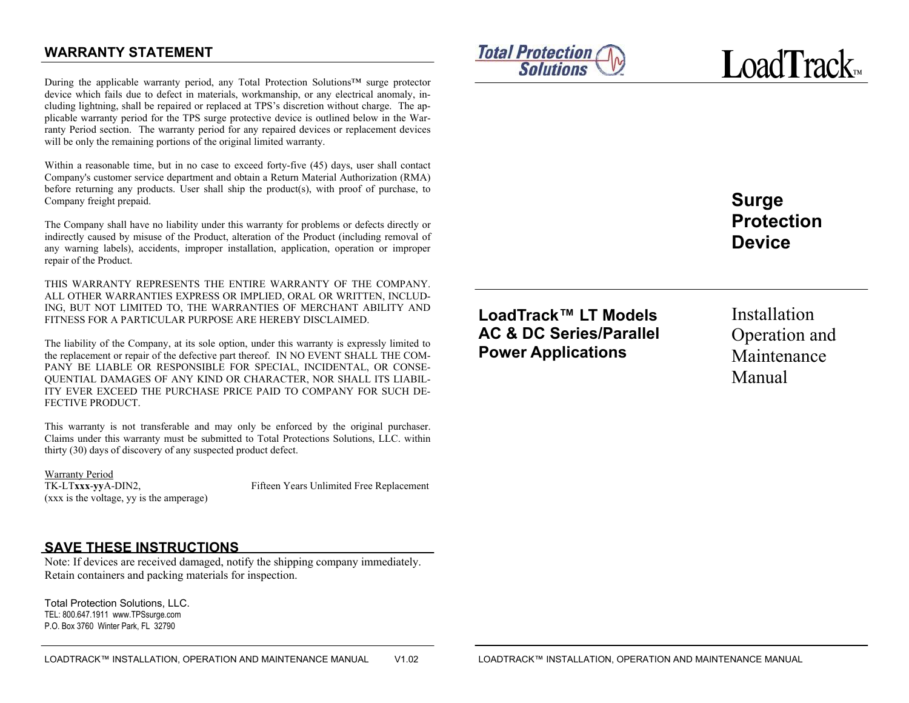## WARRANTY STATEMENT

During the applicable warranty period, any Total Protection Solutions™ surge protector device which fails due to defect in materials, workmanship, or any electrical anomaly, including lightning, shall be repaired or replaced at TPS's discretion without charge. The applicable warranty period for the TPS surge protective device is outlined below in the Warranty Period section. The warranty period for any repaired devices or replacement devices will be only the remaining portions of the original limited warranty.

Within a reasonable time, but in no case to exceed forty-five (45) days, user shall contact Company's customer service department and obtain a Return Material Authorization (RMA) before returning any products. User shall ship the product(s), with proof of purchase, to Company freight prepaid.

The Company shall have no liability under this warranty for problems or defects directly or indirectly caused by misuse of the Product, alteration of the Product (including removal of any warning labels), accidents, improper installation, application, operation or improper repair of the Product.

THIS WARRANTY REPRESENTS THE ENTIRE WARRANTY OF THE COMPANY. ALL OTHER WARRANTIES EXPRESS OR IMPLIED, ORAL OR WRITTEN, INCLUDING, BUT NOT LIMITED TO, THE WARRANTIES OF MERCHANT ABILITY AND FITNESS FOR A PARTICULAR PURPOSE ARE HEREBY DISCLAIMED.

The liability of the Company, at its sole option, under this warranty is expressly limited to the replacement or repair of the defective part thereof. IN NO EVENT SHALL THE COMPANY BE LIABLE OR RESPONSIBLE FOR SPECIAL, INCIDENTAL, OR CONSEQUENTIAL DAMAGES OF ANY KIND OR CHARACTER, NOR SHALL ITS LIABILITY EVER EXCEED THE PURCHASE PRICE PAID TO COMPANY FOR SUCH DEFECTIVE PRODUCT.

This warranty is not transferable and may only be enforced by the original purchaser. Claims under this warranty must be submitted to Total Protections Solutions, LLC. within thirty (30) days of discovery of any suspected product defect.

Warranty Period

TK-LT**xxx**-**yy**A-DIN2, Fifteen Years Unlimited Free Replacement
(xxx is the voltage, yy is the amperage)

## SAVE THESE INSTRUCTIONS

Note: If devices are received damaged, notify the shipping company immediately. Retain containers and packing materials for inspection.

Total Protection Solutions, LLC.
TEL: 800.647.1911 www.TPSsurge.com
P.O. Box 3760 Winter Park, FL 32790

Total Protection Solutions

# LoadTrack™

## Surge Protection Device

**LoadTrack™ LT Models**
**AC & DC Series/Parallel Power Applications**

Installation Operation and Maintenance Manual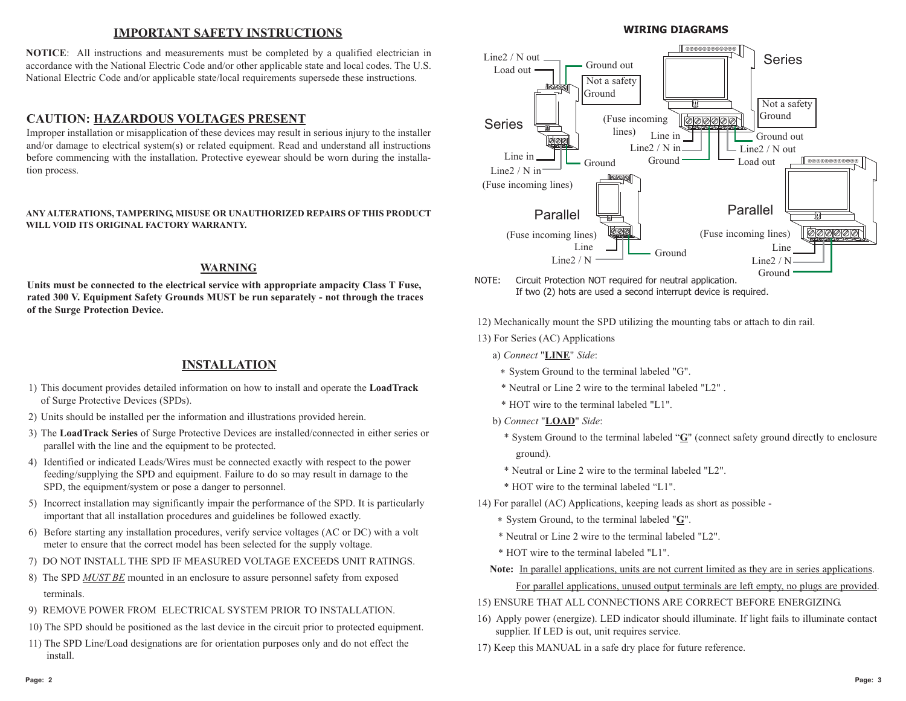## IMPORTANT SAFETY INSTRUCTIONS

**NOTICE**: All instructions and measurements must be completed by a qualified electrician in accordance with the National Electric Code and/or other applicable state and local codes. The U.S. National Electric Code and/or applicable state/local requirements supersede these instructions.

## CAUTION: HAZARDOUS VOLTAGES PRESENT

Improper installation or misapplication of these devices may result in serious injury to the installer and/or damage to electrical system(s) or related equipment. Read and understand all instructions before commencing with the installation. Protective eyewear should be worn during the installation process.

**ANY ALTERATIONS, TAMPERING, MISUSE OR UNAUTHORIZED REPAIRS OF THIS PRODUCT WILL VOID ITS ORIGINAL FACTORY WARRANTY.**

## WARNING

**Units must be connected to the electrical service with appropriate ampacity Class T Fuse, rated 300 V. Equipment Safety Grounds MUST be run separately - not through the traces of the Surge Protection Device.**

## INSTALLATION

1) This document provides detailed information on how to install and operate the **LoadTrack** of Surge Protective Devices (SPDs).
2) Units should be installed per the information and illustrations provided herein.
3) The **LoadTrack Series** of Surge Protective Devices are installed/connected in either series or parallel with the line and the equipment to be protected.
4) Identified or indicated Leads/Wires must be connected exactly with respect to the power feeding/supplying the SPD and equipment. Failure to do so may result in damage to the SPD, the equipment/system or pose a danger to personnel.
5) Incorrect installation may significantly impair the performance of the SPD. It is particularly important that all installation procedures and guidelines be followed exactly.
6) Before starting any installation procedures, verify service voltages (AC or DC) with a volt meter to ensure that the correct model has been selected for the supply voltage.
7) DO NOT INSTALL THE SPD IF MEASURED VOLTAGE EXCEEDS UNIT RATINGS.
8) The SPD *MUST BE* mounted in an enclosure to assure personnel safety from exposed terminals.
9) REMOVE POWER FROM ELECTRICAL SYSTEM PRIOR TO INSTALLATION.
10) The SPD should be positioned as the last device in the circuit prior to protected equipment.
11) The SPD Line/Load designations are for orientation purposes only and do not effect the install.

### WIRING DIAGRAMS

Series

Line2 / N out
Load out
Ground out
Not a safety Ground
Line in
Line2 / N in
Ground
(Fuse incoming lines)

Series

(Fuse incoming lines)
Line in
Line2 / N in
Ground
Not a safety Ground
Ground out
Line2 / N out
Load out

Parallel

(Fuse incoming lines)
Line
Line2 / N
Ground

Parallel

(Fuse incoming lines)
Line
Line2 / N
Ground

NOTE: Circuit Protection NOT required for neutral application.
If two (2) hots are used a second interrupt device is required.

12) Mechanically mount the SPD utilizing the mounting tabs or attach to din rail.
13) For Series (AC) Applications
   a) *Connect* "**LINE**" *Side*:
      * System Ground to the terminal labeled "G".
      * Neutral or Line 2 wire to the terminal labeled "L2" .
      * HOT wire to the terminal labeled "L1".
   b) *Connect* "**LOAD**" *Side*:
      * System Ground to the terminal labeled "**G**" (connect safety ground directly to enclosure ground).
      * Neutral or Line 2 wire to the terminal labeled "L2".
      * HOT wire to the terminal labeled "L1".
14) For parallel (AC) Applications, keeping leads as short as possible -
      * System Ground, to the terminal labeled "**G**".
      * Neutral or Line 2 wire to the terminal labeled "L2".
      * HOT wire to the terminal labeled "L1".

   **Note:** In parallel applications, units are not current limited as they are in series applications.
   For parallel applications, unused output terminals are left empty, no plugs are provided.
15) ENSURE THAT ALL CONNECTIONS ARE CORRECT BEFORE ENERGIZING.
16) Apply power (energize). LED indicator should illuminate. If light fails to illuminate contact supplier. If LED is out, unit requires service.
17) Keep this MANUAL in a safe dry place for future reference.